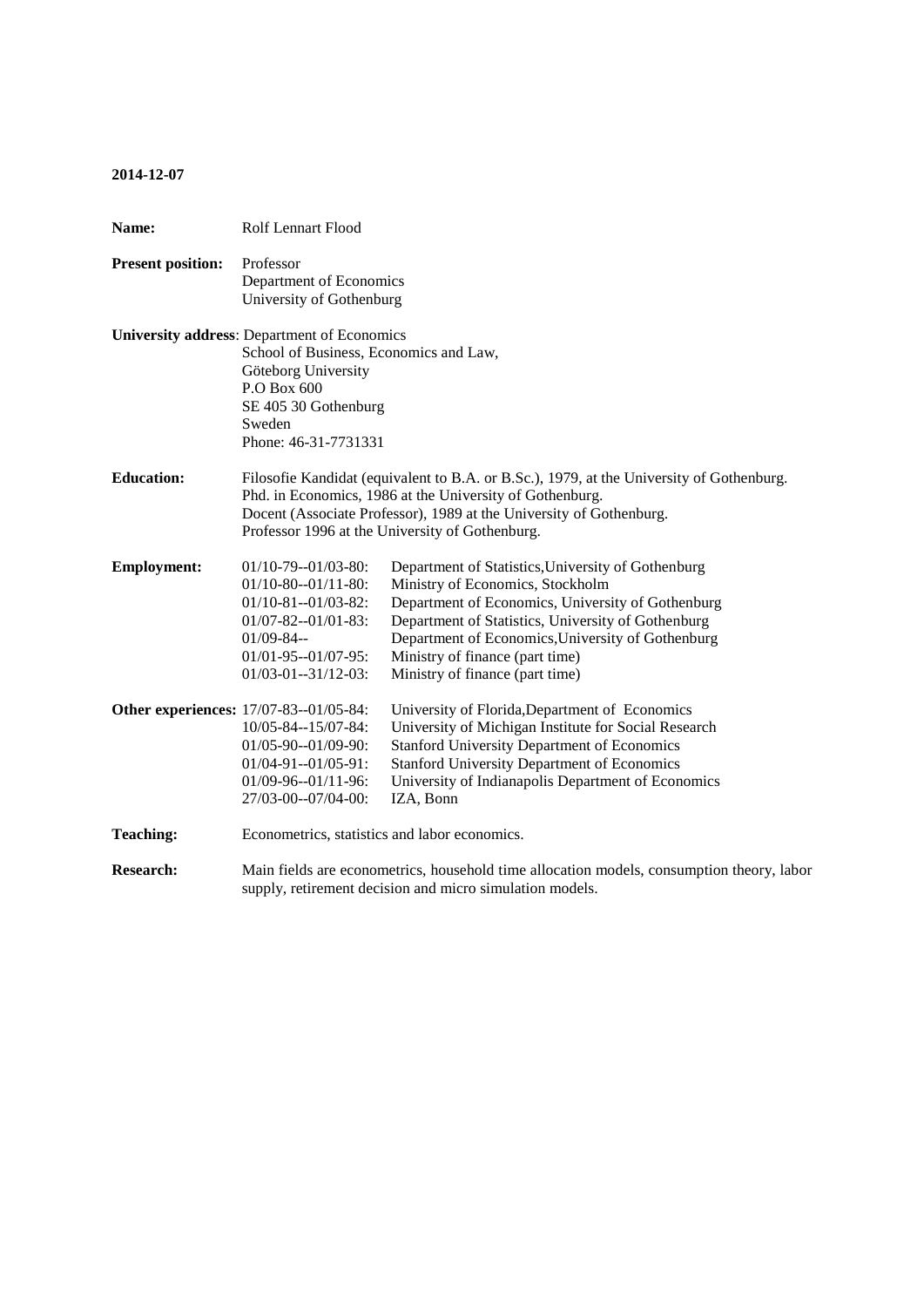**2014-12-07**

**Name:** Rolf Lennart Flood

**Present position:** Professor
Department of Economics
University of Gothenburg

**University address**: Department of Economics
School of Business, Economics and Law,
Göteborg University
P.O Box 600
SE 405 30 Gothenburg
Sweden
Phone: 46-31-7731331

**Education:** Filosofie Kandidat (equivalent to B.A. or B.Sc.), 1979, at the University of Gothenburg.
Phd. in Economics, 1986 at the University of Gothenburg.
Docent (Associate Professor), 1989 at the University of Gothenburg.
Professor 1996 at the University of Gothenburg.

**Employment:**

| | |
|---|---|
| 01/10-79--01/03-80: | Department of Statistics,University of Gothenburg |
| 01/10-80--01/11-80: | Ministry of Economics, Stockholm |
| 01/10-81--01/03-82: | Department of Economics, University of Gothenburg |
| 01/07-82--01/01-83: | Department of Statistics, University of Gothenburg |
| 01/09-84-- | Department of Economics,University of Gothenburg |
| 01/01-95--01/07-95: | Ministry of finance (part time) |
| 01/03-01--31/12-03: | Ministry of finance (part time) |

**Other experiences:**

| | |
|---|---|
| 17/07-83--01/05-84: | University of Florida,Department of Economics |
| 10/05-84--15/07-84: | University of Michigan Institute for Social Research |
| 01/05-90--01/09-90: | Stanford University Department of Economics |
| 01/04-91--01/05-91: | Stanford University Department of Economics |
| 01/09-96--01/11-96: | University of Indianapolis Department of Economics |
| 27/03-00--07/04-00: | IZA, Bonn |

**Teaching:** Econometrics, statistics and labor economics.

**Research:** Main fields are econometrics, household time allocation models, consumption theory, labor supply, retirement decision and micro simulation models.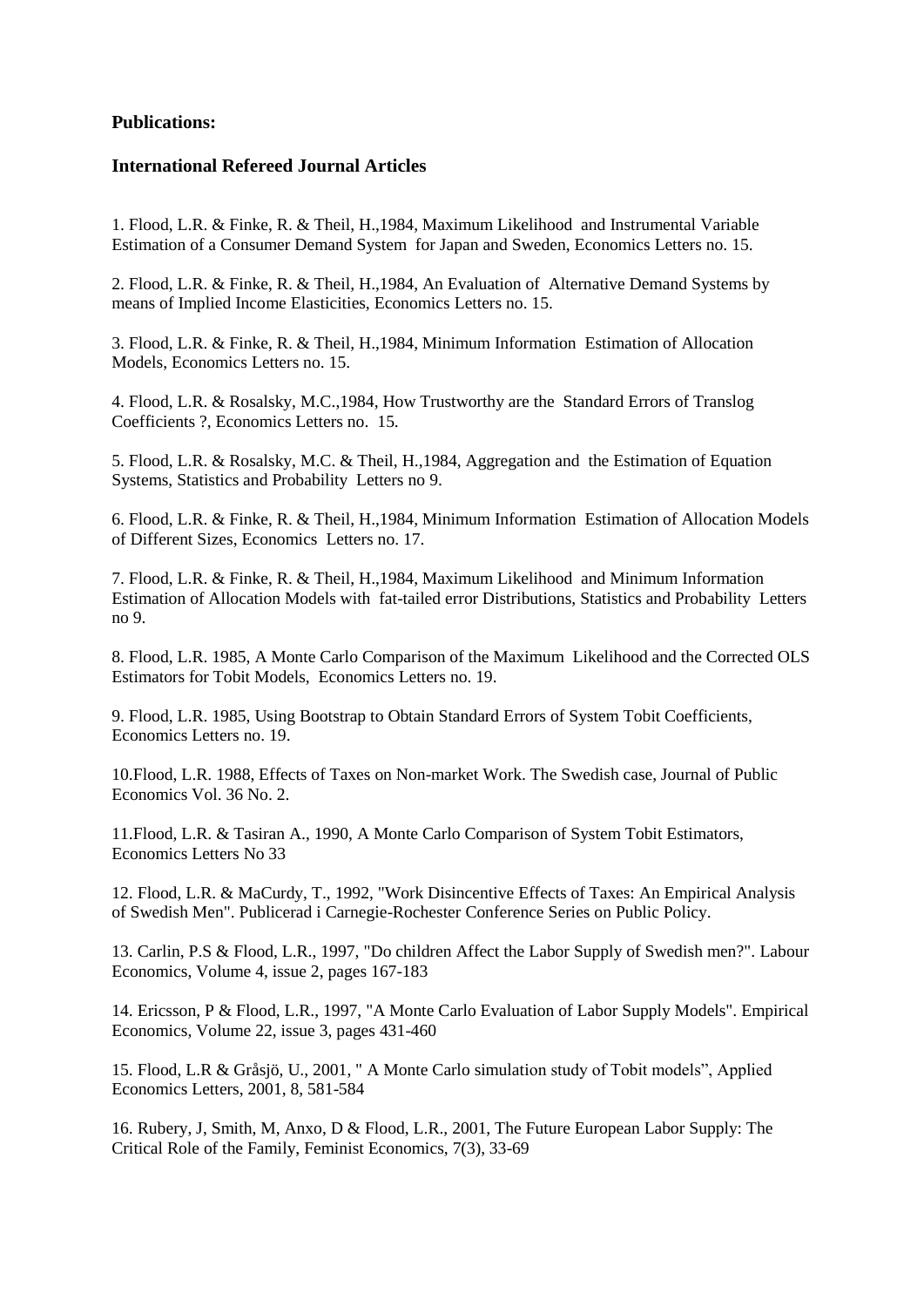**Publications:**

**International Refereed Journal Articles**

1. Flood, L.R. & Finke, R. & Theil, H.,1984, Maximum Likelihood and Instrumental Variable Estimation of a Consumer Demand System for Japan and Sweden, Economics Letters no. 15.

2. Flood, L.R. & Finke, R. & Theil, H.,1984, An Evaluation of Alternative Demand Systems by means of Implied Income Elasticities, Economics Letters no. 15.

3. Flood, L.R. & Finke, R. & Theil, H.,1984, Minimum Information Estimation of Allocation Models, Economics Letters no. 15.

4. Flood, L.R. & Rosalsky, M.C.,1984, How Trustworthy are the Standard Errors of Translog Coefficients ?, Economics Letters no. 15.

5. Flood, L.R. & Rosalsky, M.C. & Theil, H.,1984, Aggregation and the Estimation of Equation Systems, Statistics and Probability Letters no 9.

6. Flood, L.R. & Finke, R. & Theil, H.,1984, Minimum Information Estimation of Allocation Models of Different Sizes, Economics Letters no. 17.

7. Flood, L.R. & Finke, R. & Theil, H.,1984, Maximum Likelihood and Minimum Information Estimation of Allocation Models with fat-tailed error Distributions, Statistics and Probability Letters no 9.

8. Flood, L.R. 1985, A Monte Carlo Comparison of the Maximum Likelihood and the Corrected OLS Estimators for Tobit Models, Economics Letters no. 19.

9. Flood, L.R. 1985, Using Bootstrap to Obtain Standard Errors of System Tobit Coefficients, Economics Letters no. 19.

10.Flood, L.R. 1988, Effects of Taxes on Non-market Work. The Swedish case, Journal of Public Economics Vol. 36 No. 2.

11.Flood, L.R. & Tasiran A., 1990, A Monte Carlo Comparison of System Tobit Estimators, Economics Letters No 33

12. Flood, L.R. & MaCurdy, T., 1992, "Work Disincentive Effects of Taxes: An Empirical Analysis of Swedish Men". Publicerad i Carnegie-Rochester Conference Series on Public Policy.

13. Carlin, P.S & Flood, L.R., 1997, "Do children Affect the Labor Supply of Swedish men?". Labour Economics, Volume 4, issue 2, pages 167-183

14. Ericsson, P & Flood, L.R., 1997, "A Monte Carlo Evaluation of Labor Supply Models". Empirical Economics, Volume 22, issue 3, pages 431-460

15. Flood, L.R & Gråsjö, U., 2001, " A Monte Carlo simulation study of Tobit models", Applied Economics Letters, 2001, 8, 581-584

16. Rubery, J, Smith, M, Anxo, D & Flood, L.R., 2001, The Future European Labor Supply: The Critical Role of the Family, Feminist Economics, 7(3), 33-69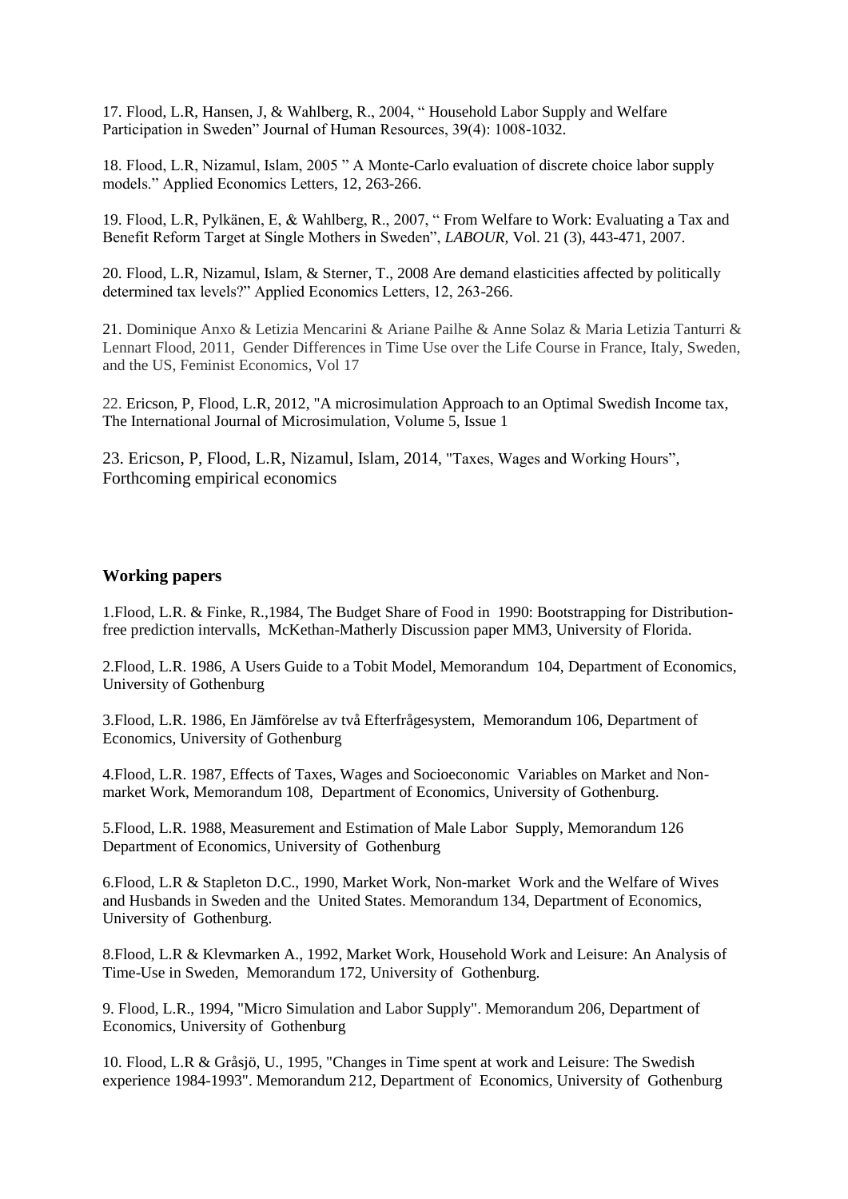17. Flood, L.R, Hansen, J, & Wahlberg, R., 2004, " Household Labor Supply and Welfare Participation in Sweden" Journal of Human Resources, 39(4): 1008-1032.

18. Flood, L.R, Nizamul, Islam, 2005 " A Monte-Carlo evaluation of discrete choice labor supply models." Applied Economics Letters, 12, 263-266.

19. Flood, L.R, Pylkänen, E, & Wahlberg, R., 2007, " From Welfare to Work: Evaluating a Tax and Benefit Reform Target at Single Mothers in Sweden", *LABOUR,* Vol. 21 (3), 443-471, 2007.

20. Flood, L.R, Nizamul, Islam, & Sterner, T., 2008 Are demand elasticities affected by politically determined tax levels?" Applied Economics Letters, 12, 263-266.

21. Dominique Anxo & Letizia Mencarini & Ariane Pailhe & Anne Solaz & Maria Letizia Tanturri & Lennart Flood, 2011, Gender Differences in Time Use over the Life Course in France, Italy, Sweden, and the US, Feminist Economics, Vol 17

22. Ericson, P, Flood, L.R, 2012, "A microsimulation Approach to an Optimal Swedish Income tax, The International Journal of Microsimulation, Volume 5, Issue 1

23. Ericson, P, Flood, L.R, Nizamul, Islam, 2014, "Taxes, Wages and Working Hours", Forthcoming empirical economics

## Working papers

1.Flood, L.R. & Finke, R.,1984, The Budget Share of Food in 1990: Bootstrapping for Distribution-free prediction intervalls, McKethan-Matherly Discussion paper MM3, University of Florida.

2.Flood, L.R. 1986, A Users Guide to a Tobit Model, Memorandum 104, Department of Economics, University of Gothenburg

3.Flood, L.R. 1986, En Jämförelse av två Efterfrågesystem, Memorandum 106, Department of Economics, University of Gothenburg

4.Flood, L.R. 1987, Effects of Taxes, Wages and Socioeconomic Variables on Market and Non-market Work, Memorandum 108, Department of Economics, University of Gothenburg.

5.Flood, L.R. 1988, Measurement and Estimation of Male Labor Supply, Memorandum 126 Department of Economics, University of Gothenburg

6.Flood, L.R & Stapleton D.C., 1990, Market Work, Non-market Work and the Welfare of Wives and Husbands in Sweden and the United States. Memorandum 134, Department of Economics, University of Gothenburg.

8.Flood, L.R & Klevmarken A., 1992, Market Work, Household Work and Leisure: An Analysis of Time-Use in Sweden, Memorandum 172, University of Gothenburg.

9. Flood, L.R., 1994, "Micro Simulation and Labor Supply". Memorandum 206, Department of Economics, University of Gothenburg

10. Flood, L.R & Gråsjö, U., 1995, "Changes in Time spent at work and Leisure: The Swedish experience 1984-1993". Memorandum 212, Department of Economics, University of Gothenburg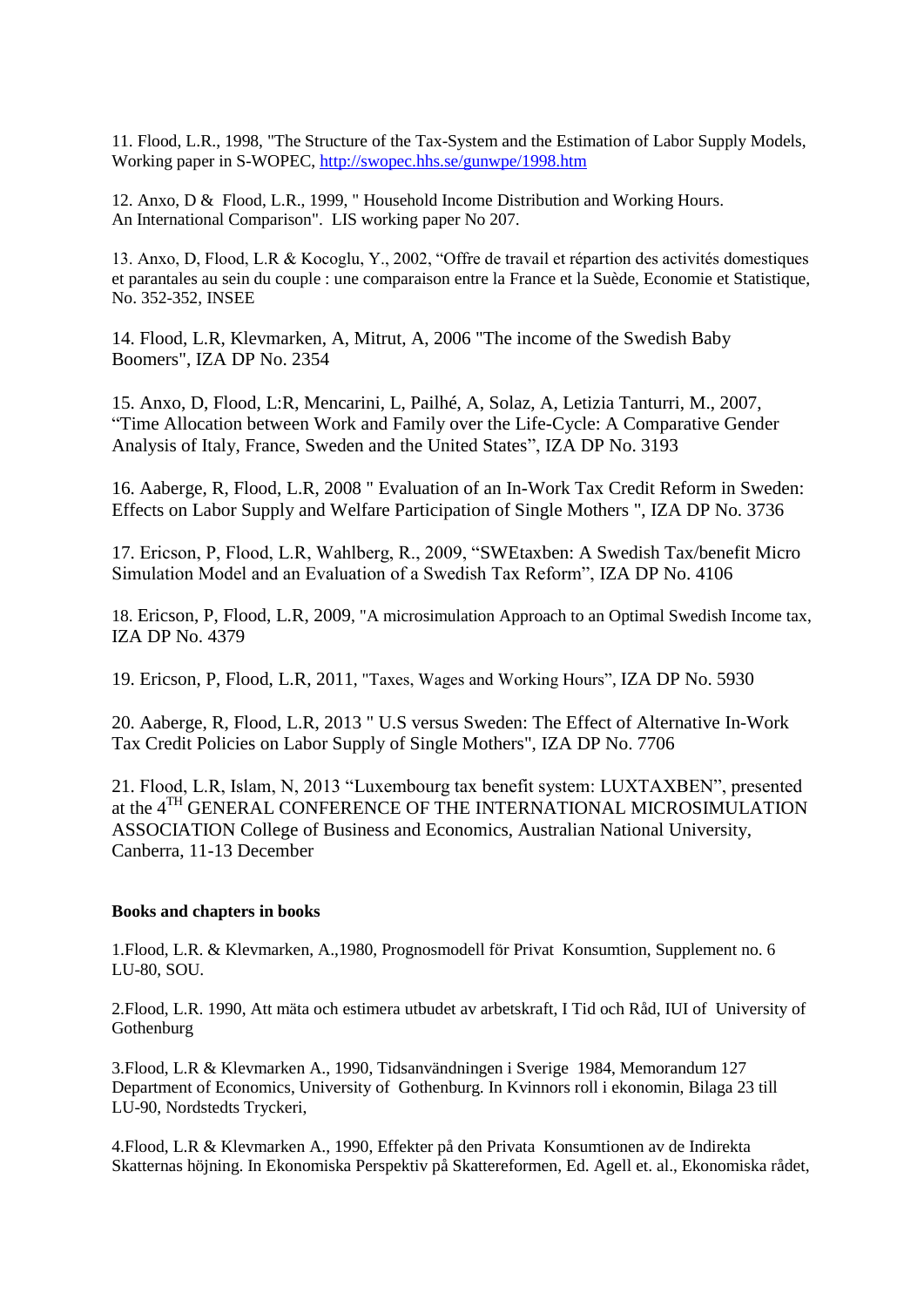11. Flood, L.R., 1998, "The Structure of the Tax-System and the Estimation of Labor Supply Models, Working paper in S-WOPEC, http://swopec.hhs.se/gunwpe/1998.htm

12. Anxo, D & Flood, L.R., 1999, " Household Income Distribution and Working Hours. An International Comparison". LIS working paper No 207.

13. Anxo, D, Flood, L.R & Kocoglu, Y., 2002, "Offre de travail et répartion des activités domestiques et parantales au sein du couple : une comparaison entre la France et la Suède, Economie et Statistique, No. 352-352, INSEE

14. Flood, L.R, Klevmarken, A, Mitrut, A, 2006 "The income of the Swedish Baby Boomers", IZA DP No. 2354

15. Anxo, D, Flood, L:R, Mencarini, L, Pailhé, A, Solaz, A, Letizia Tanturri, M., 2007, "Time Allocation between Work and Family over the Life-Cycle: A Comparative Gender Analysis of Italy, France, Sweden and the United States", IZA DP No. 3193

16. Aaberge, R, Flood, L.R, 2008 " Evaluation of an In-Work Tax Credit Reform in Sweden: Effects on Labor Supply and Welfare Participation of Single Mothers ", IZA DP No. 3736

17. Ericson, P, Flood, L.R, Wahlberg, R., 2009, "SWEtaxben: A Swedish Tax/benefit Micro Simulation Model and an Evaluation of a Swedish Tax Reform", IZA DP No. 4106

18. Ericson, P, Flood, L.R, 2009, "A microsimulation Approach to an Optimal Swedish Income tax, IZA DP No. 4379

19. Ericson, P, Flood, L.R, 2011, "Taxes, Wages and Working Hours", IZA DP No. 5930

20. Aaberge, R, Flood, L.R, 2013 " U.S versus Sweden: The Effect of Alternative In-Work Tax Credit Policies on Labor Supply of Single Mothers", IZA DP No. 7706

21. Flood, L.R, Islam, N, 2013 "Luxembourg tax benefit system: LUXTAXBEN", presented at the 4[TH] GENERAL CONFERENCE OF THE INTERNATIONAL MICROSIMULATION ASSOCIATION College of Business and Economics, Australian National University, Canberra, 11-13 December

**Books and chapters in books**

1.Flood, L.R. & Klevmarken, A.,1980, Prognosmodell för Privat Konsumtion, Supplement no. 6 LU-80, SOU.

2.Flood, L.R. 1990, Att mäta och estimera utbudet av arbetskraft, I Tid och Råd, IUI of University of Gothenburg

3.Flood, L.R & Klevmarken A., 1990, Tidsanvändningen i Sverige 1984, Memorandum 127 Department of Economics, University of Gothenburg. In Kvinnors roll i ekonomin, Bilaga 23 till LU-90, Nordstedts Tryckeri,

4.Flood, L.R & Klevmarken A., 1990, Effekter på den Privata Konsumtionen av de Indirekta Skatternas höjning. In Ekonomiska Perspektiv på Skattereformen, Ed. Agell et. al., Ekonomiska rådet,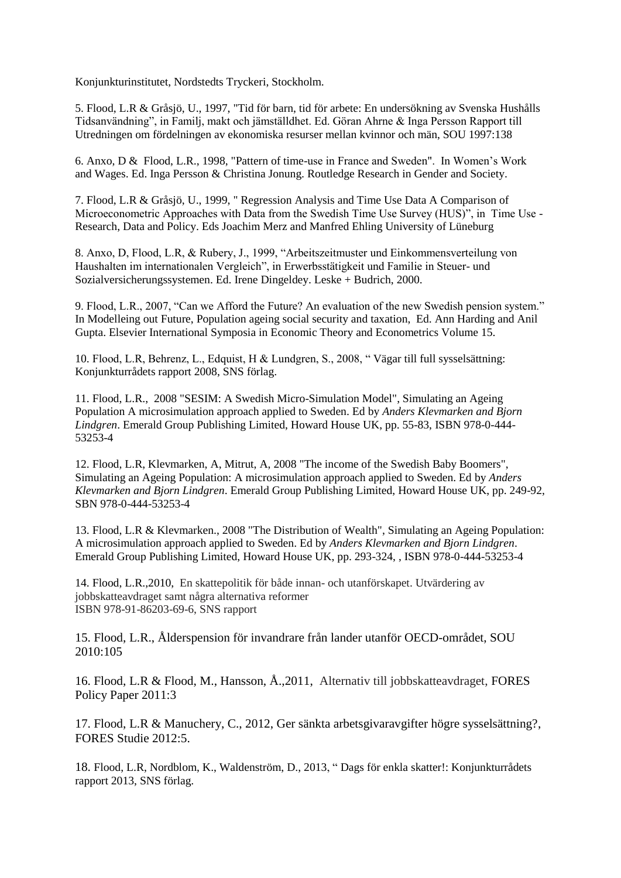Konjunkturinstitutet, Nordstedts Tryckeri, Stockholm.

5. Flood, L.R & Gråsjö, U., 1997, "Tid för barn, tid för arbete: En undersökning av Svenska Hushålls Tidsanvändning", in Familj, makt och jämställdhet. Ed. Göran Ahrne & Inga Persson Rapport till Utredningen om fördelningen av ekonomiska resurser mellan kvinnor och män, SOU 1997:138

6. Anxo, D & Flood, L.R., 1998, "Pattern of time-use in France and Sweden". In Women's Work and Wages. Ed. Inga Persson & Christina Jonung. Routledge Research in Gender and Society.

7. Flood, L.R & Gråsjö, U., 1999, " Regression Analysis and Time Use Data A Comparison of Microeconometric Approaches with Data from the Swedish Time Use Survey (HUS)", in Time Use - Research, Data and Policy. Eds Joachim Merz and Manfred Ehling University of Lüneburg

8. Anxo, D, Flood, L.R, & Rubery, J., 1999, "Arbeitszeitmuster und Einkommensverteilung von Haushalten im internationalen Vergleich", in Erwerbsstätigkeit und Familie in Steuer- und Sozialversicherungssystemen. Ed. Irene Dingeldey. Leske + Budrich, 2000.

9. Flood, L.R., 2007, "Can we Afford the Future? An evaluation of the new Swedish pension system." In Modelleing out Future, Population ageing social security and taxation, Ed. Ann Harding and Anil Gupta. Elsevier International Symposia in Economic Theory and Econometrics Volume 15.

10. Flood, L.R, Behrenz, L., Edquist, H & Lundgren, S., 2008, " Vägar till full sysselsättning: Konjunkturrådets rapport 2008, SNS förlag.

11. Flood, L.R., 2008 "SESIM: A Swedish Micro-Simulation Model", Simulating an Ageing Population A microsimulation approach applied to Sweden. Ed by *Anders Klevmarken and Bjorn Lindgren*. Emerald Group Publishing Limited, Howard House UK, pp. 55-83, ISBN 978-0-444-53253-4

12. Flood, L.R, Klevmarken, A, Mitrut, A, 2008 "The income of the Swedish Baby Boomers", Simulating an Ageing Population: A microsimulation approach applied to Sweden. Ed by *Anders Klevmarken and Bjorn Lindgren*. Emerald Group Publishing Limited, Howard House UK, pp. 249-92, SBN 978-0-444-53253-4

13. Flood, L.R & Klevmarken., 2008 "The Distribution of Wealth", Simulating an Ageing Population: A microsimulation approach applied to Sweden. Ed by *Anders Klevmarken and Bjorn Lindgren*. Emerald Group Publishing Limited, Howard House UK, pp. 293-324, , ISBN 978-0-444-53253-4

14. Flood, L.R.,2010, En skattepolitik för både innan- och utanförskapet. Utvärdering av jobbskatteavdraget samt några alternativa reformer
ISBN 978-91-86203-69-6, SNS rapport

15. Flood, L.R., Ålderspension för invandrare från lander utanför OECD-området, SOU 2010:105

16. Flood, L.R & Flood, M., Hansson, Å.,2011, Alternativ till jobbskatteavdraget, FORES Policy Paper 2011:3

17. Flood, L.R & Manuchery, C., 2012, Ger sänkta arbetsgivaravgifter högre sysselsättning?, FORES Studie 2012:5.

18. Flood, L.R, Nordblom, K., Waldenström, D., 2013, " Dags för enkla skatter!: Konjunkturrådets rapport 2013, SNS förlag.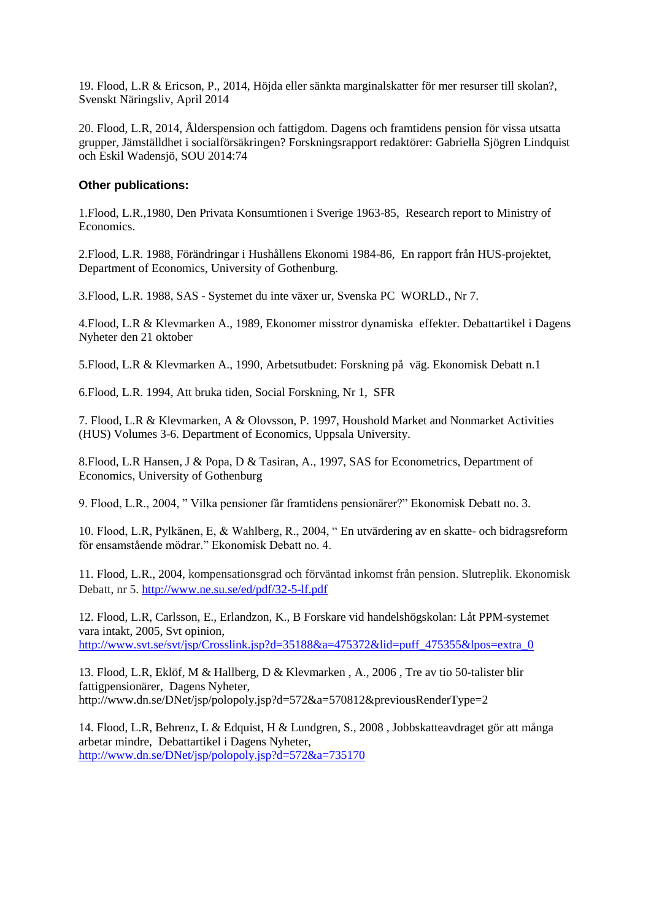19. Flood, L.R & Ericson, P., 2014, Höjda eller sänkta marginalskatter för mer resurser till skolan?, Svenskt Näringsliv, April 2014

20. Flood, L.R, 2014, Ålderspension och fattigdom. Dagens och framtidens pension för vissa utsatta grupper, Jämställdhet i socialförsäkringen? Forskningsrapport redaktörer: Gabriella Sjögren Lindquist och Eskil Wadensjö, SOU 2014:74

**Other publications:**

1.Flood, L.R.,1980, Den Privata Konsumtionen i Sverige 1963-85, Research report to Ministry of Economics.

2.Flood, L.R. 1988, Förändringar i Hushållens Ekonomi 1984-86, En rapport från HUS-projektet, Department of Economics, University of Gothenburg.

3.Flood, L.R. 1988, SAS - Systemet du inte växer ur, Svenska PC WORLD., Nr 7.

4.Flood, L.R & Klevmarken A., 1989, Ekonomer misstror dynamiska effekter. Debattartikel i Dagens Nyheter den 21 oktober

5.Flood, L.R & Klevmarken A., 1990, Arbetsutbudet: Forskning på väg. Ekonomisk Debatt n.1

6.Flood, L.R. 1994, Att bruka tiden, Social Forskning, Nr 1, SFR

7. Flood, L.R & Klevmarken, A & Olovsson, P. 1997, Houshold Market and Nonmarket Activities (HUS) Volumes 3-6. Department of Economics, Uppsala University.

8.Flood, L.R Hansen, J & Popa, D & Tasiran, A., 1997, SAS for Econometrics, Department of Economics, University of Gothenburg

9. Flood, L.R., 2004, " Vilka pensioner får framtidens pensionärer?" Ekonomisk Debatt no. 3.

10. Flood, L.R, Pylkänen, E, & Wahlberg, R., 2004, " En utvärdering av en skatte- och bidragsreform för ensamstående mödrar." Ekonomisk Debatt no. 4.

11. Flood, L.R., 2004, kompensationsgrad och förväntad inkomst från pension. Slutreplik. Ekonomisk Debatt, nr 5. http://www.ne.su.se/ed/pdf/32-5-lf.pdf

12. Flood, L.R, Carlsson, E., Erlandzon, K., B Forskare vid handelshögskolan: Låt PPM-systemet vara intakt, 2005, Svt opinion, http://www.svt.se/svt/jsp/Crosslink.jsp?d=35188&a=475372&lid=puff_475355&lpos=extra_0

13. Flood, L.R, Eklöf, M & Hallberg, D & Klevmarken , A., 2006 , Tre av tio 50-talister blir fattigpensionärer, Dagens Nyheter, http://www.dn.se/DNet/jsp/polopoly.jsp?d=572&a=570812&previousRenderType=2

14. Flood, L.R, Behrenz, L & Edquist, H & Lundgren, S., 2008 , Jobbskatteavdraget gör att många arbetar mindre, Debattartikel i Dagens Nyheter, http://www.dn.se/DNet/jsp/polopoly.jsp?d=572&a=735170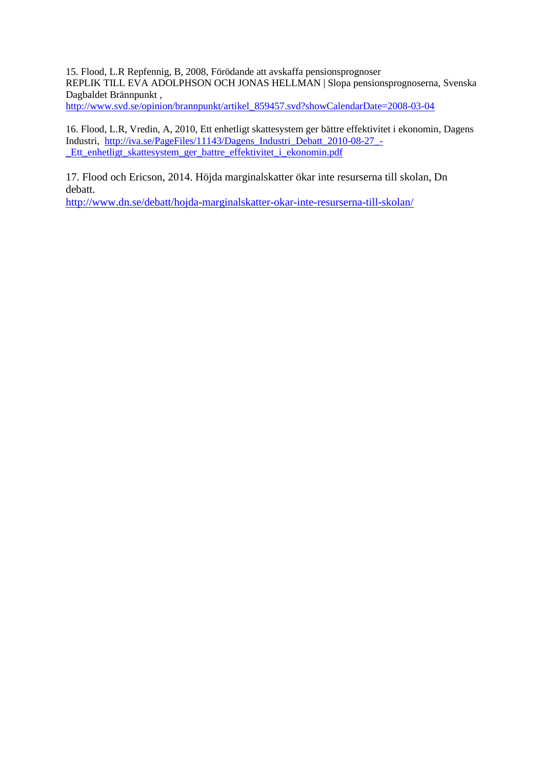15. Flood, L.R Repfennig, B, 2008, Förödande att avskaffa pensionsprognoser
REPLIK TILL EVA ADOLPHSON OCH JONAS HELLMAN | Slopa pensionsprognoserna, Svenska Dagbaldet Brännpunkt ,
http://www.svd.se/opinion/brannpunkt/artikel_859457.svd?showCalendarDate=2008-03-04

16. Flood, L.R, Vredin, A, 2010, Ett enhetligt skattesystem ger bättre effektivitet i ekonomin, Dagens Industri, http://iva.se/PageFiles/11143/Dagens_Industri_Debatt_2010-08-27_-_Ett_enhetligt_skattesystem_ger_battre_effektivitet_i_ekonomin.pdf

17. Flood och Ericson, 2014. Höjda marginalskatter ökar inte resurserna till skolan, Dn debatt.
http://www.dn.se/debatt/hojda-marginalskatter-okar-inte-resurserna-till-skolan/